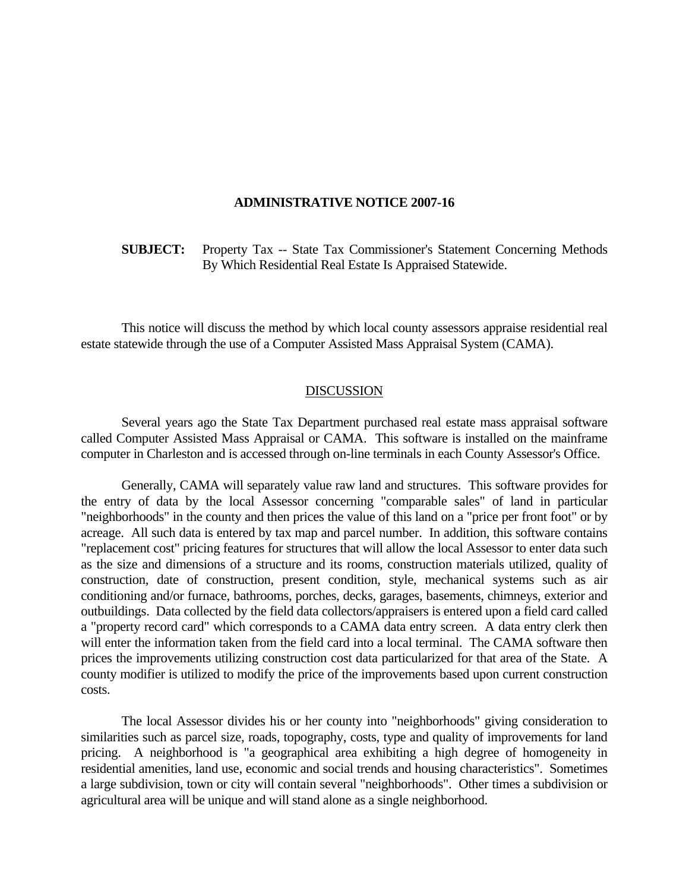# ADMINISTRATIVE NOTICE 2007-16

**SUBJECT:** Property Tax -- State Tax Commissioner's Statement Concerning Methods By Which Residential Real Estate Is Appraised Statewide.

This notice will discuss the method by which local county assessors appraise residential real estate statewide through the use of a Computer Assisted Mass Appraisal System (CAMA).

## DISCUSSION

Several years ago the State Tax Department purchased real estate mass appraisal software called Computer Assisted Mass Appraisal or CAMA. This software is installed on the mainframe computer in Charleston and is accessed through on-line terminals in each County Assessor's Office.

Generally, CAMA will separately value raw land and structures. This software provides for the entry of data by the local Assessor concerning "comparable sales" of land in particular "neighborhoods" in the county and then prices the value of this land on a "price per front foot" or by acreage. All such data is entered by tax map and parcel number. In addition, this software contains "replacement cost" pricing features for structures that will allow the local Assessor to enter data such as the size and dimensions of a structure and its rooms, construction materials utilized, quality of construction, date of construction, present condition, style, mechanical systems such as air conditioning and/or furnace, bathrooms, porches, decks, garages, basements, chimneys, exterior and outbuildings. Data collected by the field data collectors/appraisers is entered upon a field card called a "property record card" which corresponds to a CAMA data entry screen. A data entry clerk then will enter the information taken from the field card into a local terminal. The CAMA software then prices the improvements utilizing construction cost data particularized for that area of the State. A county modifier is utilized to modify the price of the improvements based upon current construction costs.

The local Assessor divides his or her county into "neighborhoods" giving consideration to similarities such as parcel size, roads, topography, costs, type and quality of improvements for land pricing. A neighborhood is "a geographical area exhibiting a high degree of homogeneity in residential amenities, land use, economic and social trends and housing characteristics". Sometimes a large subdivision, town or city will contain several "neighborhoods". Other times a subdivision or agricultural area will be unique and will stand alone as a single neighborhood.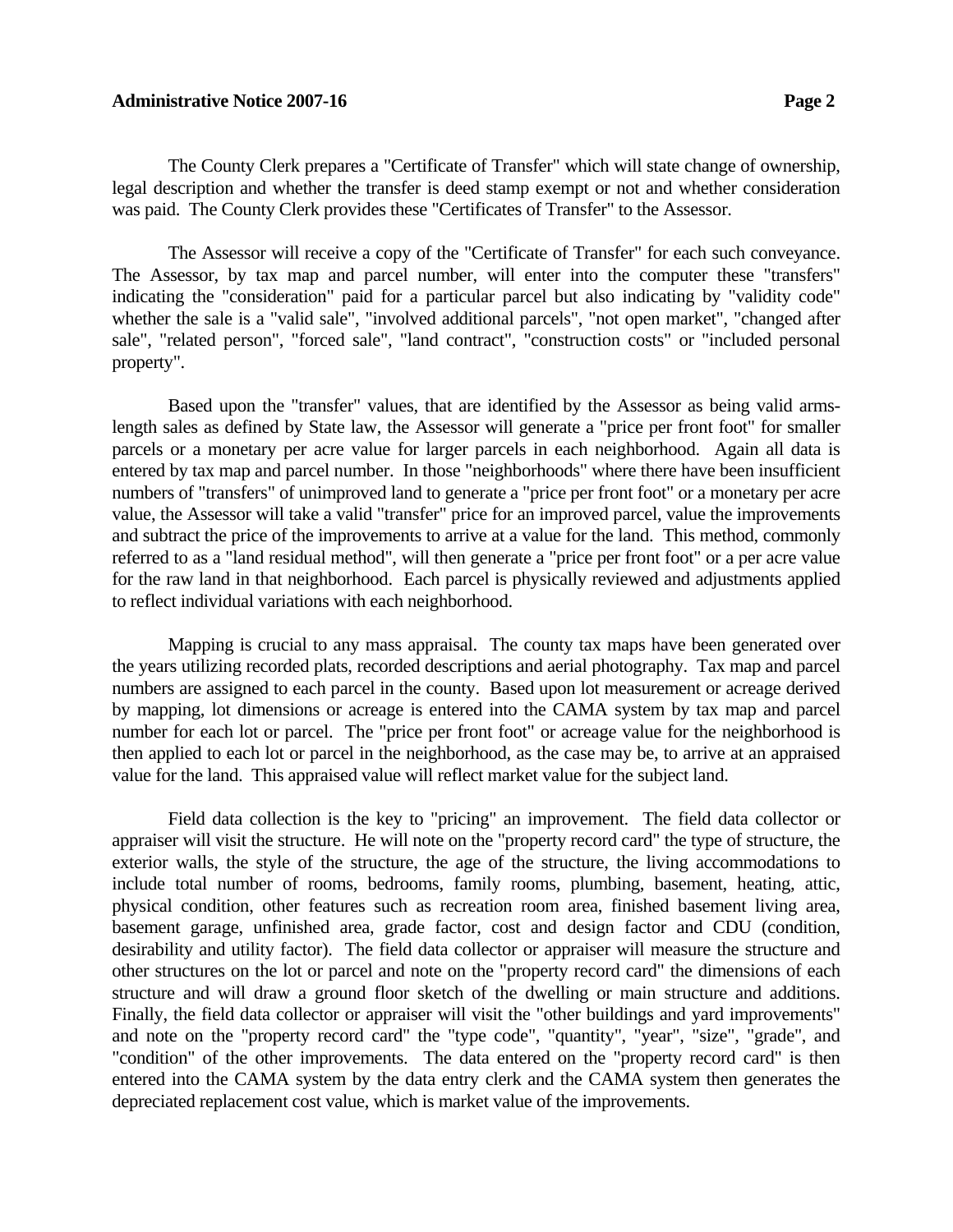The County Clerk prepares a "Certificate of Transfer" which will state change of ownership, legal description and whether the transfer is deed stamp exempt or not and whether consideration was paid. The County Clerk provides these "Certificates of Transfer" to the Assessor.

The Assessor will receive a copy of the "Certificate of Transfer" for each such conveyance. The Assessor, by tax map and parcel number, will enter into the computer these "transfers" indicating the "consideration" paid for a particular parcel but also indicating by "validity code" whether the sale is a "valid sale", "involved additional parcels", "not open market", "changed after sale", "related person", "forced sale", "land contract", "construction costs" or "included personal property".

Based upon the "transfer" values, that are identified by the Assessor as being valid arms-length sales as defined by State law, the Assessor will generate a "price per front foot" for smaller parcels or a monetary per acre value for larger parcels in each neighborhood. Again all data is entered by tax map and parcel number. In those "neighborhoods" where there have been insufficient numbers of "transfers" of unimproved land to generate a "price per front foot" or a monetary per acre value, the Assessor will take a valid "transfer" price for an improved parcel, value the improvements and subtract the price of the improvements to arrive at a value for the land. This method, commonly referred to as a "land residual method", will then generate a "price per front foot" or a per acre value for the raw land in that neighborhood. Each parcel is physically reviewed and adjustments applied to reflect individual variations with each neighborhood.

Mapping is crucial to any mass appraisal. The county tax maps have been generated over the years utilizing recorded plats, recorded descriptions and aerial photography. Tax map and parcel numbers are assigned to each parcel in the county. Based upon lot measurement or acreage derived by mapping, lot dimensions or acreage is entered into the CAMA system by tax map and parcel number for each lot or parcel. The "price per front foot" or acreage value for the neighborhood is then applied to each lot or parcel in the neighborhood, as the case may be, to arrive at an appraised value for the land. This appraised value will reflect market value for the subject land.

Field data collection is the key to "pricing" an improvement. The field data collector or appraiser will visit the structure. He will note on the "property record card" the type of structure, the exterior walls, the style of the structure, the age of the structure, the living accommodations to include total number of rooms, bedrooms, family rooms, plumbing, basement, heating, attic, physical condition, other features such as recreation room area, finished basement living area, basement garage, unfinished area, grade factor, cost and design factor and CDU (condition, desirability and utility factor). The field data collector or appraiser will measure the structure and other structures on the lot or parcel and note on the "property record card" the dimensions of each structure and will draw a ground floor sketch of the dwelling or main structure and additions. Finally, the field data collector or appraiser will visit the "other buildings and yard improvements" and note on the "property record card" the "type code", "quantity", "year", "size", "grade", and "condition" of the other improvements. The data entered on the "property record card" is then entered into the CAMA system by the data entry clerk and the CAMA system then generates the depreciated replacement cost value, which is market value of the improvements.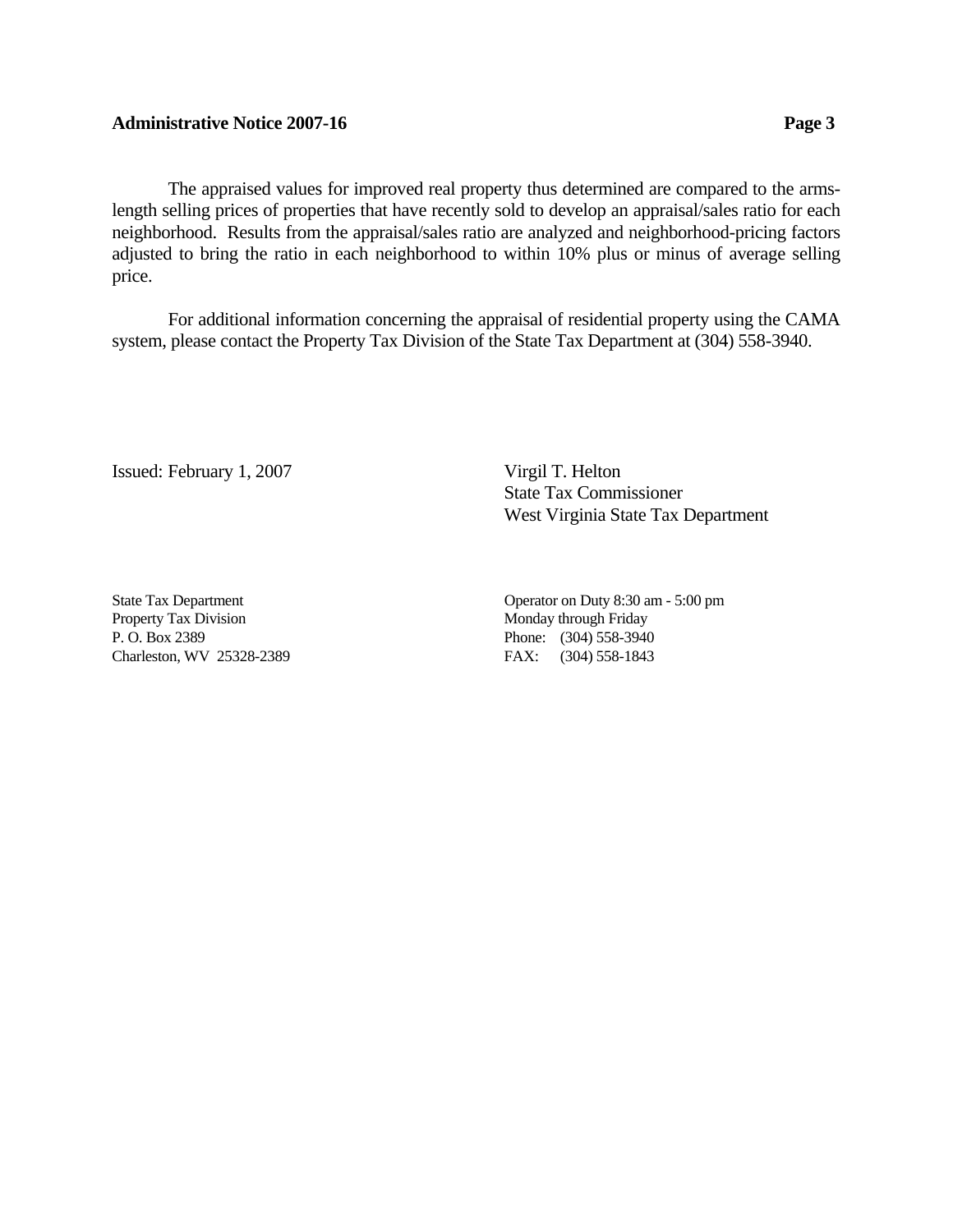The appraised values for improved real property thus determined are compared to the arms-length selling prices of properties that have recently sold to develop an appraisal/sales ratio for each neighborhood. Results from the appraisal/sales ratio are analyzed and neighborhood-pricing factors adjusted to bring the ratio in each neighborhood to within 10% plus or minus of average selling price.

For additional information concerning the appraisal of residential property using the CAMA system, please contact the Property Tax Division of the State Tax Department at (304) 558-3940.

Issued: February 1, 2007

Virgil T. Helton
State Tax Commissioner
West Virginia State Tax Department

State Tax Department
Property Tax Division
P. O. Box 2389
Charleston, WV 25328-2389

Operator on Duty 8:30 am - 5:00 pm
Monday through Friday
Phone: (304) 558-3940
FAX: (304) 558-1843